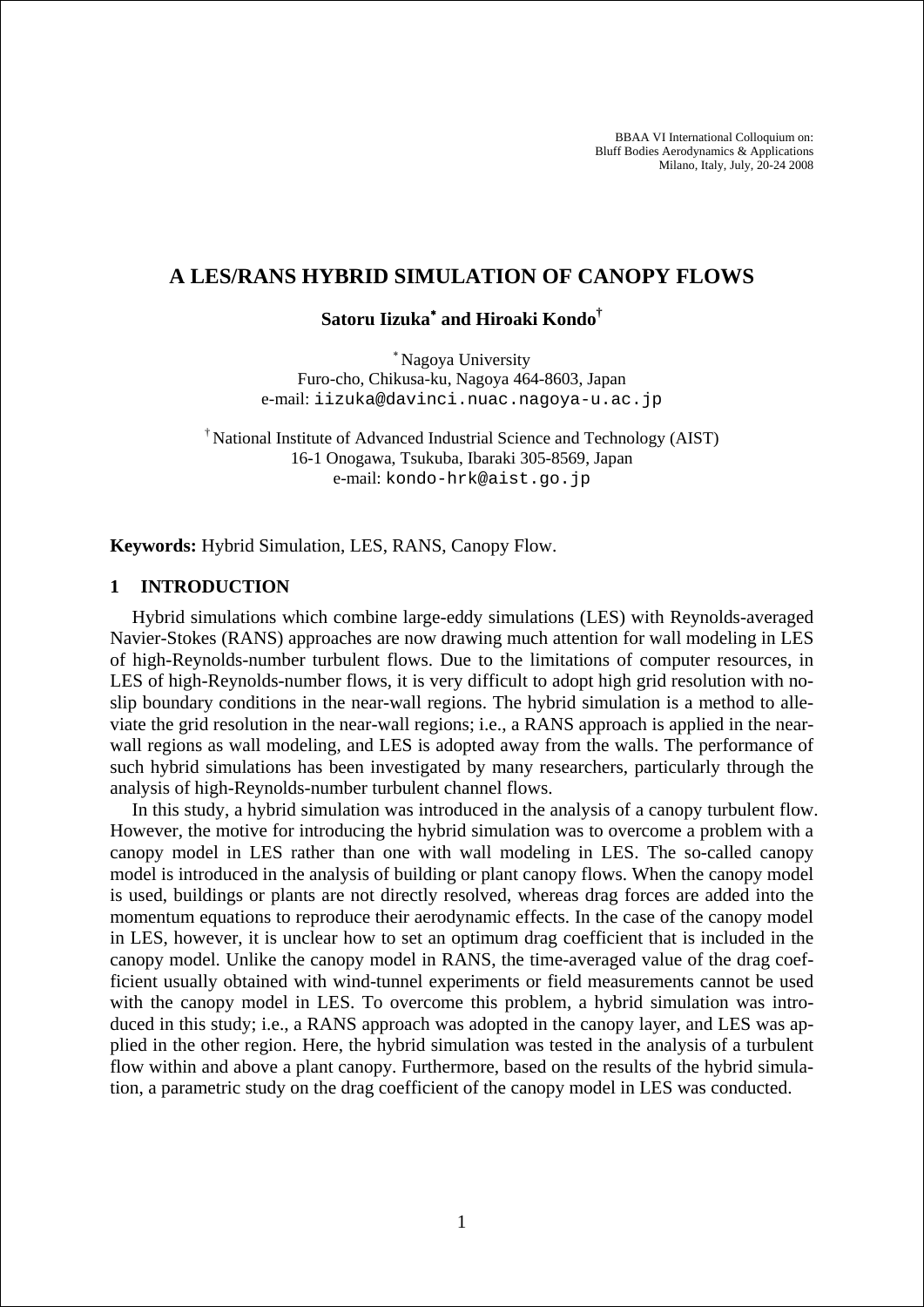BBAA VI International Colloquium on:
Bluff Bodies Aerodynamics & Applications
Milano, Italy, July, 20-24 2008

# A LES/RANS HYBRID SIMULATION OF CANOPY FLOWS

**Satoru Iizuka[*] and Hiroaki Kondo[†]**

[*] Nagoya University
Furo-cho, Chikusa-ku, Nagoya 464-8603, Japan
e-mail: iizuka@davinci.nuac.nagoya-u.ac.jp

[†] National Institute of Advanced Industrial Science and Technology (AIST)
16-1 Onogawa, Tsukuba, Ibaraki 305-8569, Japan
e-mail: kondo-hrk@aist.go.jp

**Keywords:** Hybrid Simulation, LES, RANS, Canopy Flow.

## 1 INTRODUCTION

Hybrid simulations which combine large-eddy simulations (LES) with Reynolds-averaged Navier-Stokes (RANS) approaches are now drawing much attention for wall modeling in LES of high-Reynolds-number turbulent flows. Due to the limitations of computer resources, in LES of high-Reynolds-number flows, it is very difficult to adopt high grid resolution with no-slip boundary conditions in the near-wall regions. The hybrid simulation is a method to alleviate the grid resolution in the near-wall regions; i.e., a RANS approach is applied in the near-wall regions as wall modeling, and LES is adopted away from the walls. The performance of such hybrid simulations has been investigated by many researchers, particularly through the analysis of high-Reynolds-number turbulent channel flows.

In this study, a hybrid simulation was introduced in the analysis of a canopy turbulent flow. However, the motive for introducing the hybrid simulation was to overcome a problem with a canopy model in LES rather than one with wall modeling in LES. The so-called canopy model is introduced in the analysis of building or plant canopy flows. When the canopy model is used, buildings or plants are not directly resolved, whereas drag forces are added into the momentum equations to reproduce their aerodynamic effects. In the case of the canopy model in LES, however, it is unclear how to set an optimum drag coefficient that is included in the canopy model. Unlike the canopy model in RANS, the time-averaged value of the drag coefficient usually obtained with wind-tunnel experiments or field measurements cannot be used with the canopy model in LES. To overcome this problem, a hybrid simulation was introduced in this study; i.e., a RANS approach was adopted in the canopy layer, and LES was applied in the other region. Here, the hybrid simulation was tested in the analysis of a turbulent flow within and above a plant canopy. Furthermore, based on the results of the hybrid simulation, a parametric study on the drag coefficient of the canopy model in LES was conducted.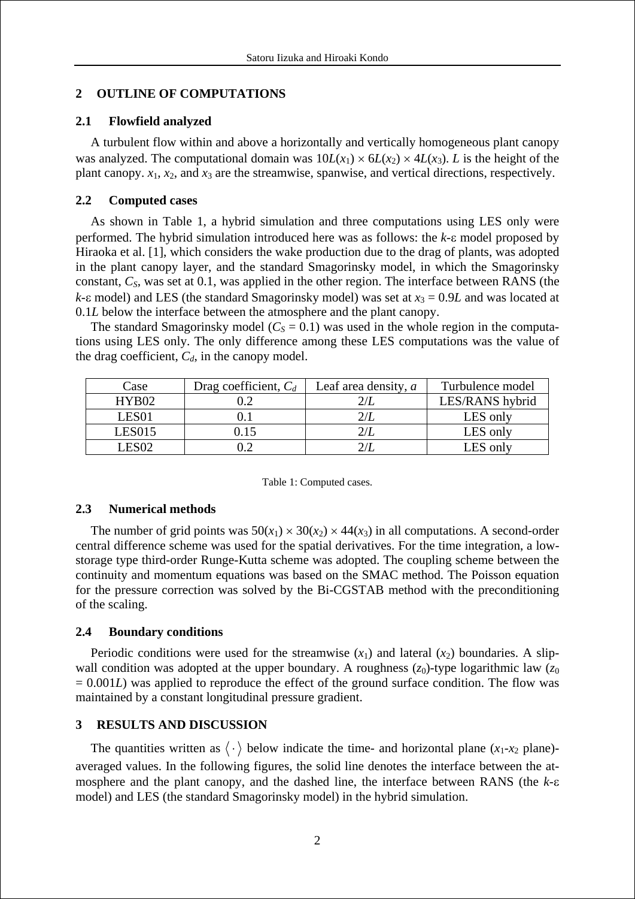## 2 OUTLINE OF COMPUTATIONS

### 2.1 Flowfield analyzed

A turbulent flow within and above a horizontally and vertically homogeneous plant canopy was analyzed. The computational domain was $10L(x_1) \times 6L(x_2) \times 4L(x_3)$. $L$ is the height of the plant canopy. $x_1$, $x_2$, and $x_3$ are the streamwise, spanwise, and vertical directions, respectively.

### 2.2 Computed cases

As shown in Table 1, a hybrid simulation and three computations using LES only were performed. The hybrid simulation introduced here was as follows: the $k$-$\varepsilon$ model proposed by Hiraoka et al. [1], which considers the wake production due to the drag of plants, was adopted in the plant canopy layer, and the standard Smagorinsky model, in which the Smagorinsky constant, $C_S$, was set at 0.1, was applied in the other region. The interface between RANS (the $k$-$\varepsilon$ model) and LES (the standard Smagorinsky model) was set at $x_3 = 0.9L$ and was located at $0.1L$ below the interface between the atmosphere and the plant canopy.

The standard Smagorinsky model ($C_S = 0.1$) was used in the whole region in the computations using LES only. The only difference among these LES computations was the value of the drag coefficient, $C_d$, in the canopy model.

| Case | Drag coefficient, $C_d$ | Leaf area density, $a$ | Turbulence model |
|---|---|---|---|
| HYB02 | 0.2 | $2/L$ | LES/RANS hybrid |
| LES01 | 0.1 | $2/L$ | LES only |
| LES015 | 0.15 | $2/L$ | LES only |
| LES02 | 0.2 | $2/L$ | LES only |

Table 1: Computed cases.

### 2.3 Numerical methods

The number of grid points was $50(x_1) \times 30(x_2) \times 44(x_3)$ in all computations. A second-order central difference scheme was used for the spatial derivatives. For the time integration, a low-storage type third-order Runge-Kutta scheme was adopted. The coupling scheme between the continuity and momentum equations was based on the SMAC method. The Poisson equation for the pressure correction was solved by the Bi-CGSTAB method with the preconditioning of the scaling.

### 2.4 Boundary conditions

Periodic conditions were used for the streamwise ($x_1$) and lateral ($x_2$) boundaries. A slip-wall condition was adopted at the upper boundary. A roughness ($z_0$)-type logarithmic law ($z_0 = 0.001L$) was applied to reproduce the effect of the ground surface condition. The flow was maintained by a constant longitudinal pressure gradient.

## 3 RESULTS AND DISCUSSION

The quantities written as $\langle \cdot \rangle$ below indicate the time- and horizontal plane ($x_1$-$x_2$ plane)-averaged values. In the following figures, the solid line denotes the interface between the atmosphere and the plant canopy, and the dashed line, the interface between RANS (the $k$-$\varepsilon$ model) and LES (the standard Smagorinsky model) in the hybrid simulation.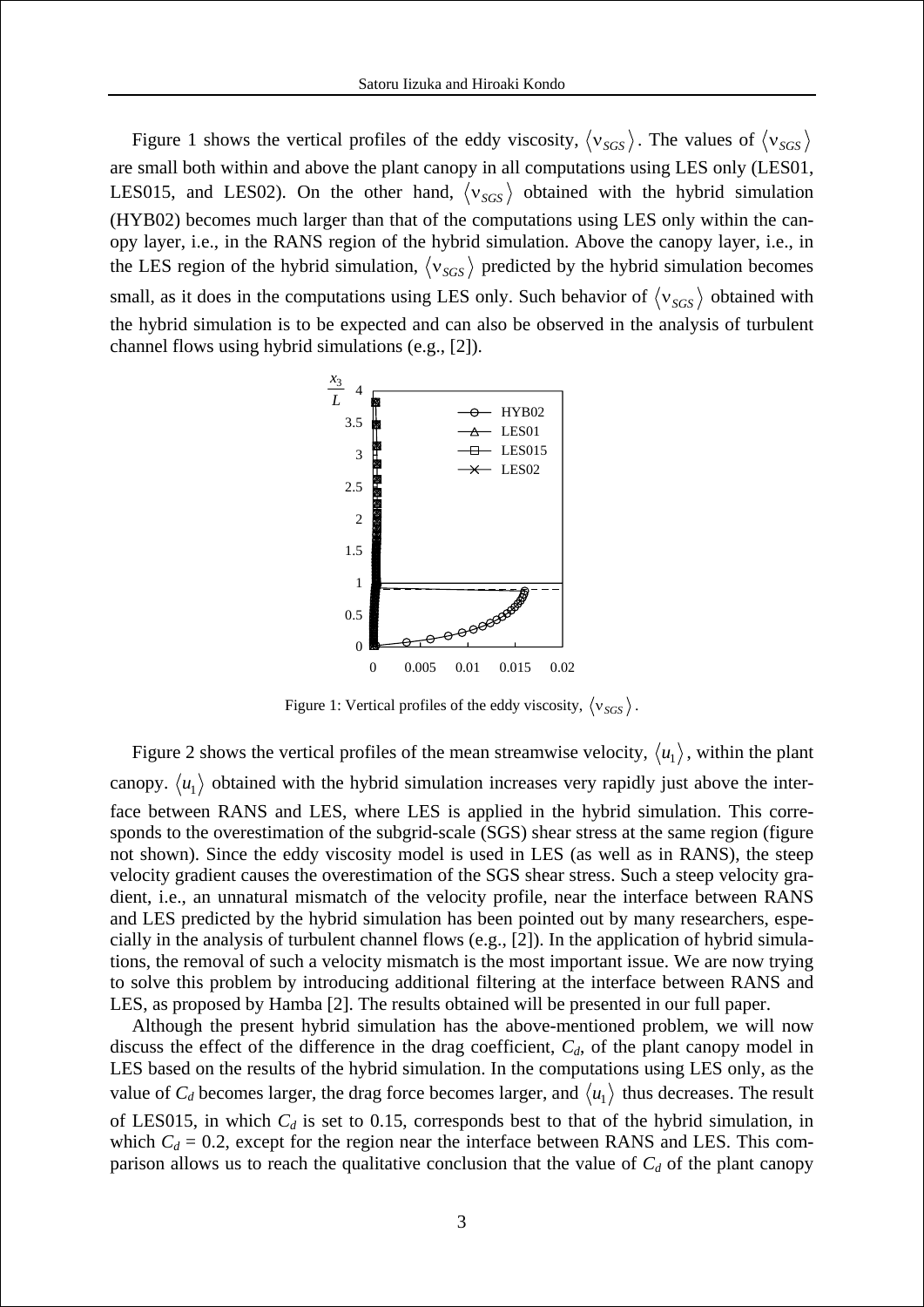Figure 1 shows the vertical profiles of the eddy viscosity, $\langle \nu_{SGS} \rangle$. The values of $\langle \nu_{SGS} \rangle$ are small both within and above the plant canopy in all computations using LES only (LES01, LES015, and LES02). On the other hand, $\langle \nu_{SGS} \rangle$ obtained with the hybrid simulation (HYB02) becomes much larger than that of the computations using LES only within the canopy layer, i.e., in the RANS region of the hybrid simulation. Above the canopy layer, i.e., in the LES region of the hybrid simulation, $\langle \nu_{SGS} \rangle$ predicted by the hybrid simulation becomes small, as it does in the computations using LES only. Such behavior of $\langle \nu_{SGS} \rangle$ obtained with the hybrid simulation is to be expected and can also be observed in the analysis of turbulent channel flows using hybrid simulations (e.g., [2]).

Figure 1: Vertical profiles of the eddy viscosity, $\langle \nu_{SGS} \rangle$.

Figure 2 shows the vertical profiles of the mean streamwise velocity, $\langle u_1 \rangle$, within the plant canopy. $\langle u_1 \rangle$ obtained with the hybrid simulation increases very rapidly just above the interface between RANS and LES, where LES is applied in the hybrid simulation. This corresponds to the overestimation of the subgrid-scale (SGS) shear stress at the same region (figure not shown). Since the eddy viscosity model is used in LES (as well as in RANS), the steep velocity gradient causes the overestimation of the SGS shear stress. Such a steep velocity gradient, i.e., an unnatural mismatch of the velocity profile, near the interface between RANS and LES predicted by the hybrid simulation has been pointed out by many researchers, especially in the analysis of turbulent channel flows (e.g., [2]). In the application of hybrid simulations, the removal of such a velocity mismatch is the most important issue. We are now trying to solve this problem by introducing additional filtering at the interface between RANS and LES, as proposed by Hamba [2]. The results obtained will be presented in our full paper.

Although the present hybrid simulation has the above-mentioned problem, we will now discuss the effect of the difference in the drag coefficient, $C_d$, of the plant canopy model in LES based on the results of the hybrid simulation. In the computations using LES only, as the value of $C_d$ becomes larger, the drag force becomes larger, and $\langle u_1 \rangle$ thus decreases. The result of LES015, in which $C_d$ is set to 0.15, corresponds best to that of the hybrid simulation, in which $C_d$ = 0.2, except for the region near the interface between RANS and LES. This comparison allows us to reach the qualitative conclusion that the value of $C_d$ of the plant canopy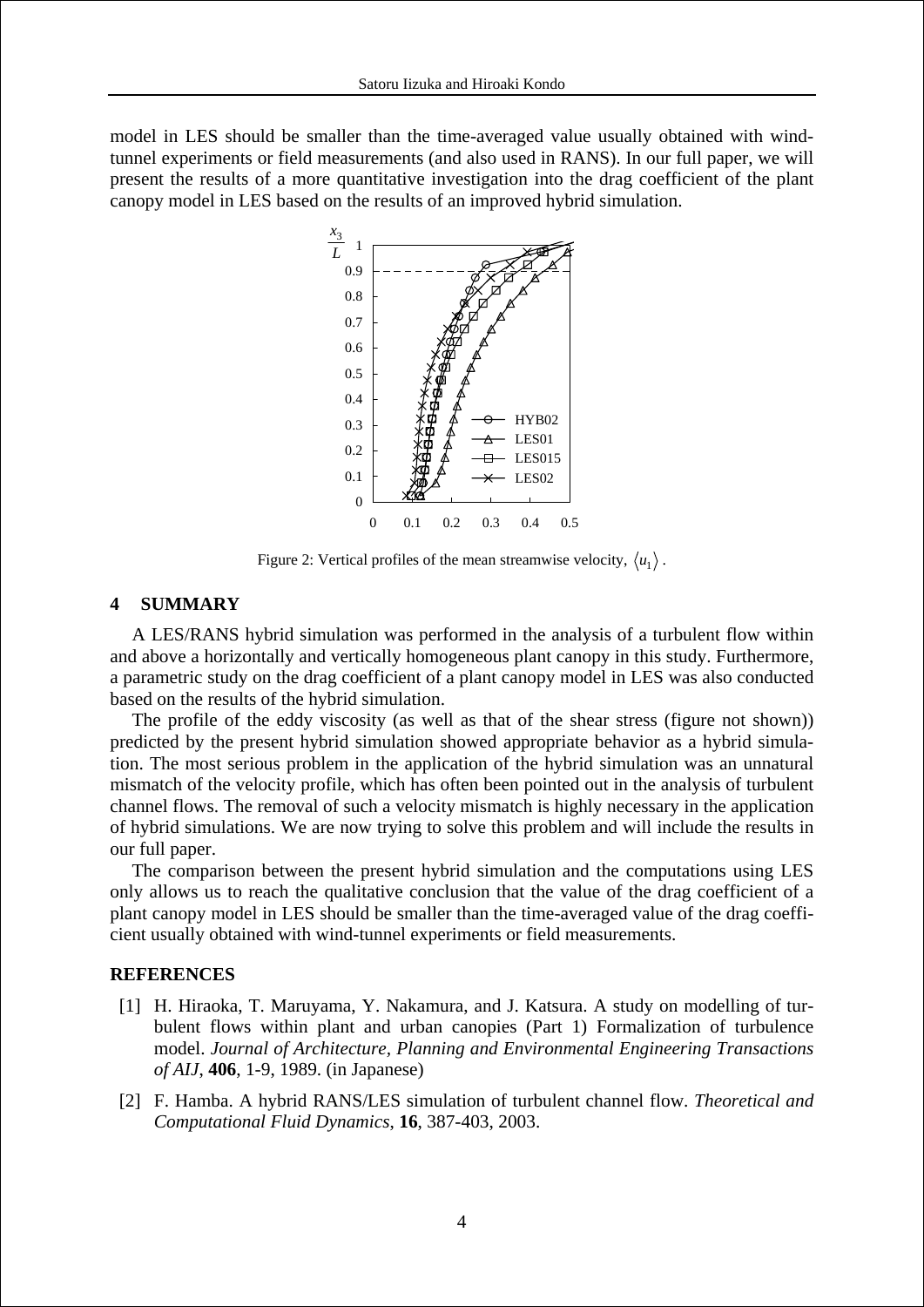model in LES should be smaller than the time-averaged value usually obtained with wind-tunnel experiments or field measurements (and also used in RANS). In our full paper, we will present the results of a more quantitative investigation into the drag coefficient of the plant canopy model in LES based on the results of an improved hybrid simulation.

$\frac{x_3}{L}$

1
0.9
0.8
0.7
0.6
0.5
0.4
0.3
0.2
0.1
0

0 0.1 0.2 0.3 0.4 0.5

HYB02
LES01
LES015
LES02

Figure 2: Vertical profiles of the mean streamwise velocity, $\langle u_1 \rangle$.

## 4 SUMMARY

A LES/RANS hybrid simulation was performed in the analysis of a turbulent flow within and above a horizontally and vertically homogeneous plant canopy in this study. Furthermore, a parametric study on the drag coefficient of a plant canopy model in LES was also conducted based on the results of the hybrid simulation.

The profile of the eddy viscosity (as well as that of the shear stress (figure not shown)) predicted by the present hybrid simulation showed appropriate behavior as a hybrid simulation. The most serious problem in the application of the hybrid simulation was an unnatural mismatch of the velocity profile, which has often been pointed out in the analysis of turbulent channel flows. The removal of such a velocity mismatch is highly necessary in the application of hybrid simulations. We are now trying to solve this problem and will include the results in our full paper.

The comparison between the present hybrid simulation and the computations using LES only allows us to reach the qualitative conclusion that the value of the drag coefficient of a plant canopy model in LES should be smaller than the time-averaged value of the drag coefficient usually obtained with wind-tunnel experiments or field measurements.

## REFERENCES

[1] H. Hiraoka, T. Maruyama, Y. Nakamura, and J. Katsura. A study on modelling of turbulent flows within plant and urban canopies (Part 1) Formalization of turbulence model. *Journal of Architecture, Planning and Environmental Engineering Transactions of AIJ*, **406**, 1-9, 1989. (in Japanese)

[2] F. Hamba. A hybrid RANS/LES simulation of turbulent channel flow. *Theoretical and Computational Fluid Dynamics*, **16**, 387-403, 2003.